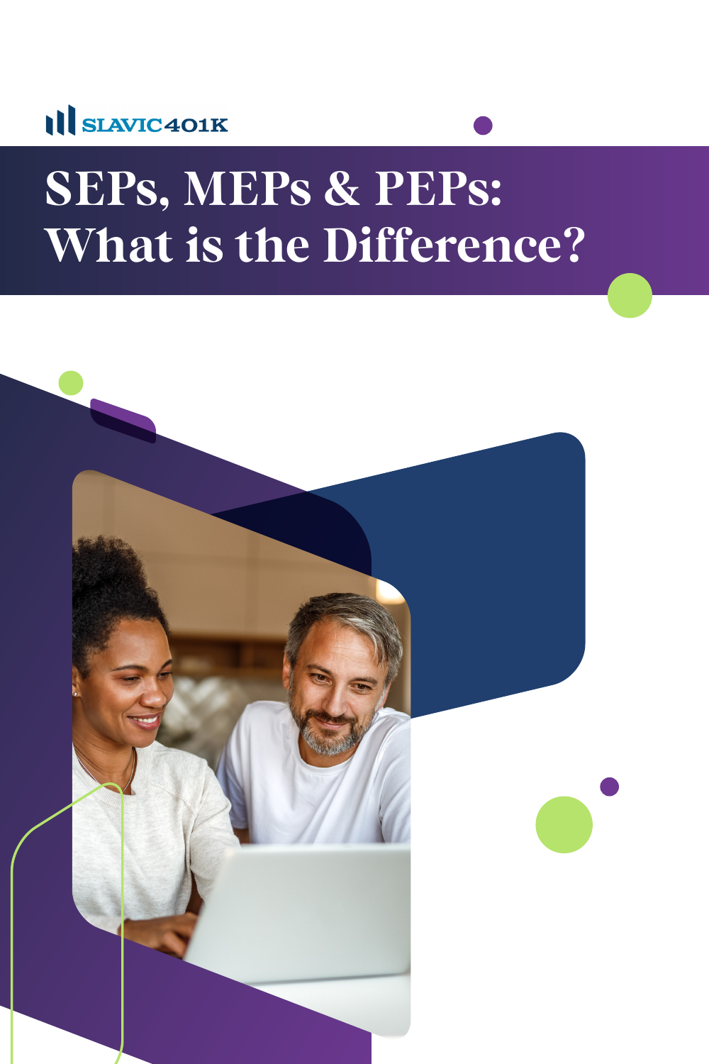SLAVIC401K

# SEPs, MEPs & PEPs: What is the Difference?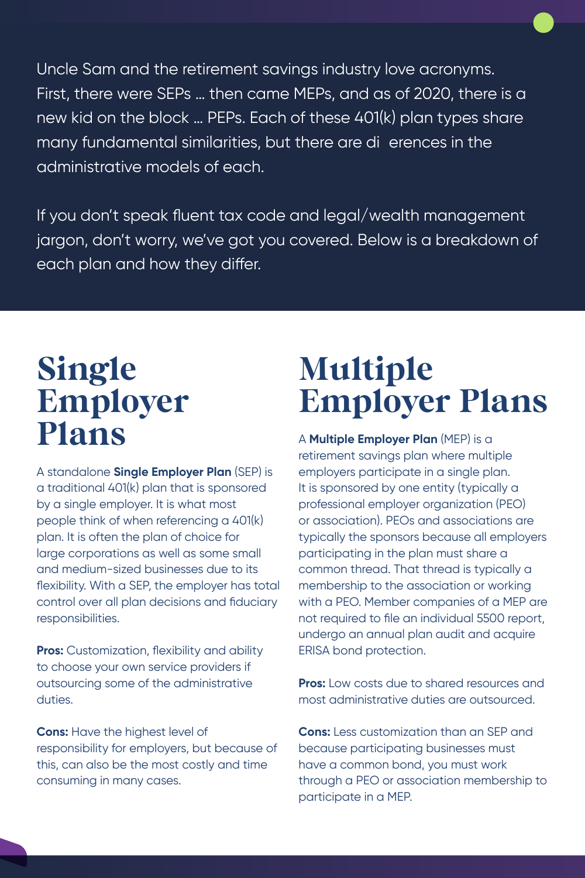Uncle Sam and the retirement savings industry love acronyms. First, there were SEPs … then came MEPs, and as of 2020, there is a new kid on the block … PEPs. Each of these 401(k) plan types share many fundamental similarities, but there are di erences in the administrative models of each.

If you don't speak fluent tax code and legal/wealth management jargon, don't worry, we've got you covered. Below is a breakdown of each plan and how they differ.

# Single Employer Plans

A standalone **Single Employer Plan** (SEP) is a traditional 401(k) plan that is sponsored by a single employer. It is what most people think of when referencing a 401(k) plan. It is often the plan of choice for large corporations as well as some small and medium-sized businesses due to its flexibility. With a SEP, the employer has total control over all plan decisions and fiduciary responsibilities.

**Pros:** Customization, flexibility and ability to choose your own service providers if outsourcing some of the administrative duties.

**Cons:** Have the highest level of responsibility for employers, but because of this, can also be the most costly and time consuming in many cases.

# Multiple Employer Plans

A **Multiple Employer Plan** (MEP) is a retirement savings plan where multiple employers participate in a single plan. It is sponsored by one entity (typically a professional employer organization (PEO) or association). PEOs and associations are typically the sponsors because all employers participating in the plan must share a common thread. That thread is typically a membership to the association or working with a PEO. Member companies of a MEP are not required to file an individual 5500 report, undergo an annual plan audit and acquire ERISA bond protection.

**Pros:** Low costs due to shared resources and most administrative duties are outsourced.

**Cons:** Less customization than an SEP and because participating businesses must have a common bond, you must work through a PEO or association membership to participate in a MEP.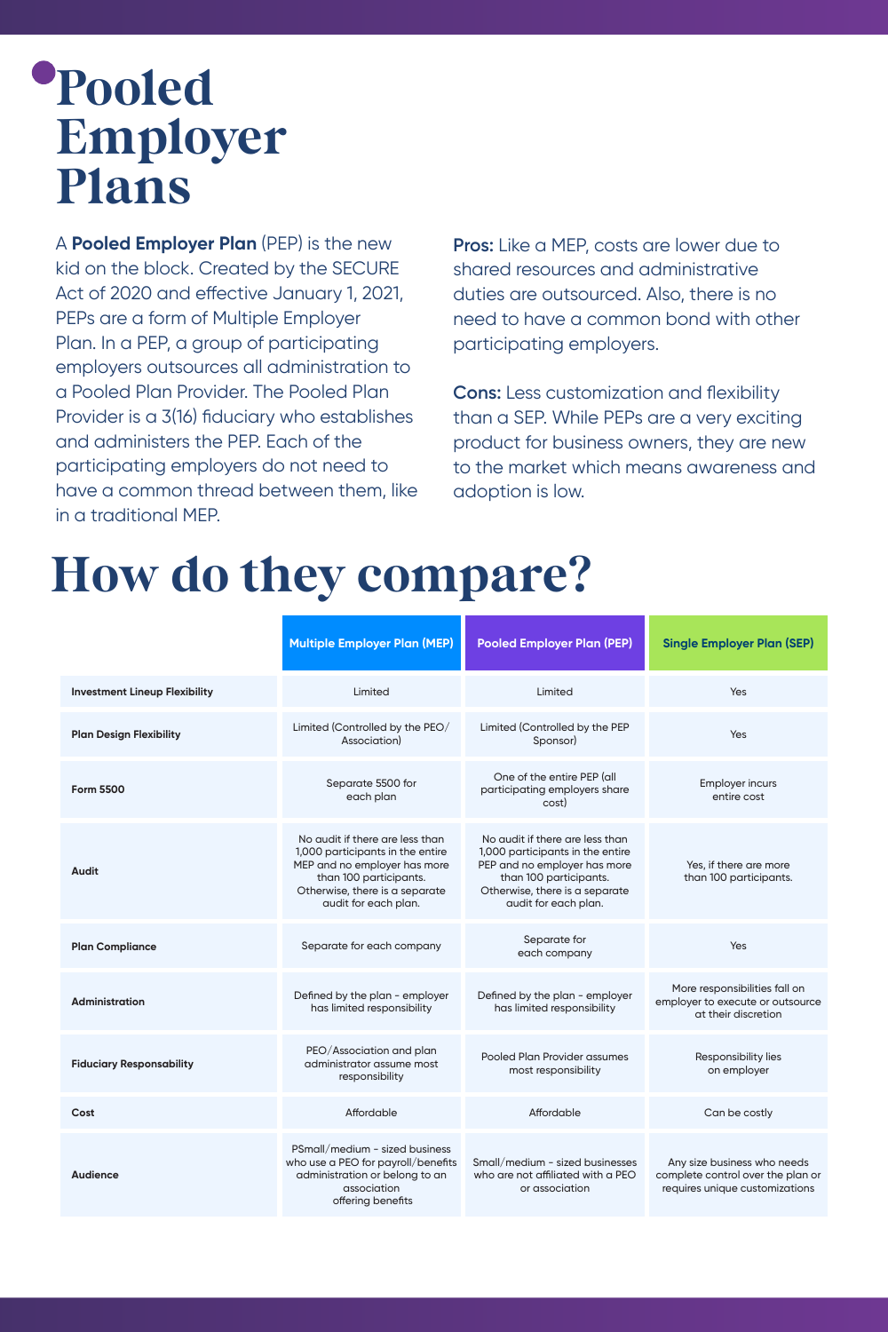# Pooled Employer Plans

A **Pooled Employer Plan** (PEP) is the new kid on the block. Created by the SECURE Act of 2020 and effective January 1, 2021, PEPs are a form of Multiple Employer Plan. In a PEP, a group of participating employers outsources all administration to a Pooled Plan Provider. The Pooled Plan Provider is a 3(16) fiduciary who establishes and administers the PEP. Each of the participating employers do not need to have a common thread between them, like in a traditional MEP.

**Pros:** Like a MEP, costs are lower due to shared resources and administrative duties are outsourced. Also, there is no need to have a common bond with other participating employers.

**Cons:** Less customization and flexibility than a SEP. While PEPs are a very exciting product for business owners, they are new to the market which means awareness and adoption is low.

# How do they compare?

| | Multiple Employer Plan (MEP) | Pooled Employer Plan (PEP) | Single Employer Plan (SEP) |
|---|---|---|---|
| **Investment Lineup Flexibility** | Limited | Limited | Yes |
| **Plan Design Flexibility** | Limited (Controlled by the PEO/ Association) | Limited (Controlled by the PEP Sponsor) | Yes |
| **Form 5500** | Separate 5500 for each plan | One of the entire PEP (all participating employers share cost) | Employer incurs entire cost |
| **Audit** | No audit if there are less than 1,000 participants in the entire MEP and no employer has more than 100 participants. Otherwise, there is a separate audit for each plan. | No audit if there are less than 1,000 participants in the entire PEP and no employer has more than 100 participants. Otherwise, there is a separate audit for each plan. | Yes, if there are more than 100 participants. |
| **Plan Compliance** | Separate for each company | Separate for each company | Yes |
| **Administration** | Defined by the plan - employer has limited responsibility | Defined by the plan - employer has limited responsibility | More responsibilities fall on employer to execute or outsource at their discretion |
| **Fiduciary Responsability** | PEO/Association and plan administrator assume most responsibility | Pooled Plan Provider assumes most responsibility | Responsibility lies on employer |
| **Cost** | Affordable | Affordable | Can be costly |
| **Audience** | PSmall/medium - sized business who use a PEO for payroll/benefits administration or belong to an association offering benefits | Small/medium - sized businesses who are not affiliated with a PEO or association | Any size business who needs complete control over the plan or requires unique customizations |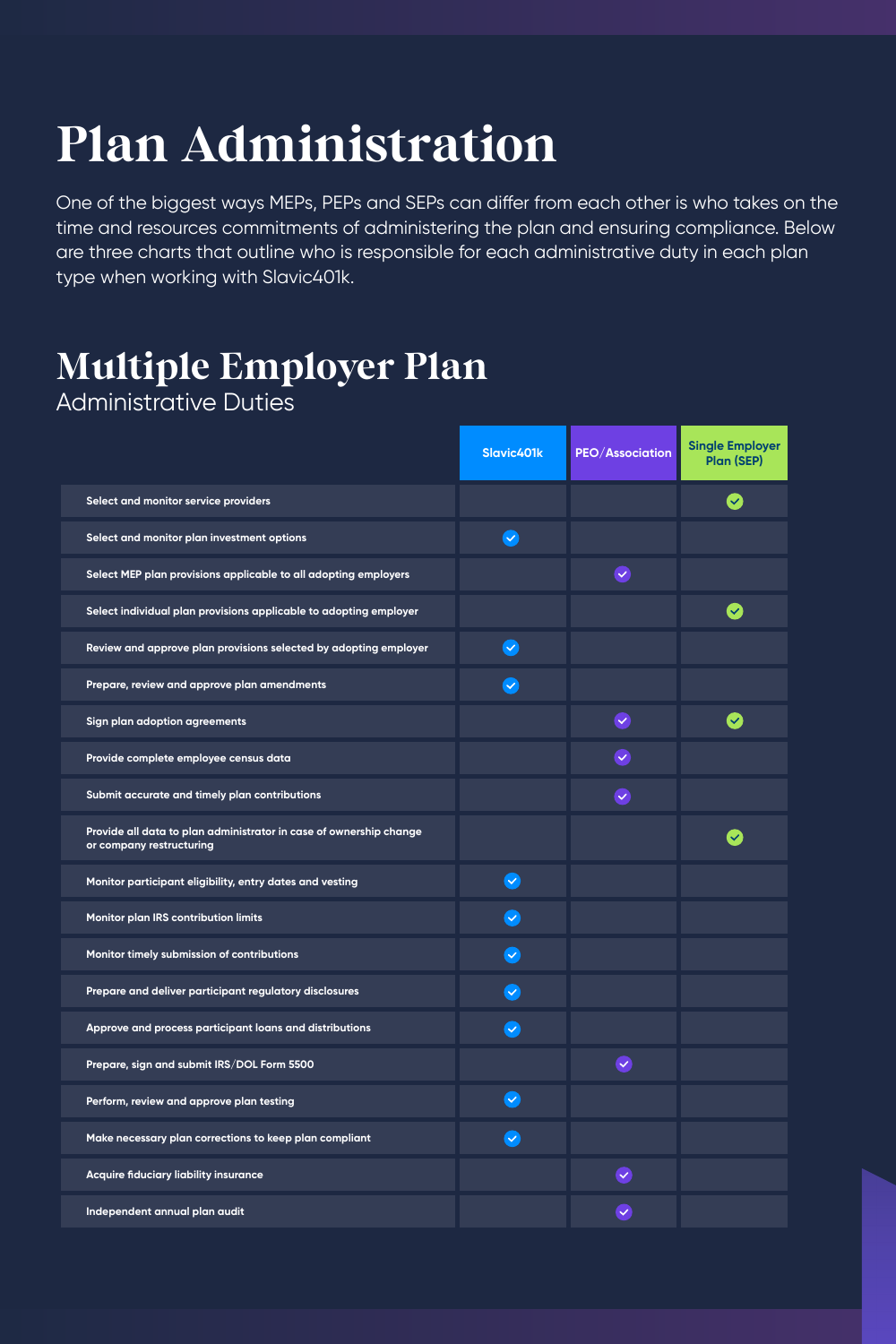# Plan Administration

One of the biggest ways MEPs, PEPs and SEPs can differ from each other is who takes on the time and resources commitments of administering the plan and ensuring compliance. Below are three charts that outline who is responsible for each administrative duty in each plan type when working with Slavic401k.

## Multiple Employer Plan

### Administrative Duties

| | Slavic401k | PEO/Association | Single Employer Plan (SEP) |
|---|---|---|---|
| Select and monitor service providers | | | ✓ |
| Select and monitor plan investment options | ✓ | | |
| Select MEP plan provisions applicable to all adopting employers | | ✓ | |
| Select individual plan provisions applicable to adopting employer | | | ✓ |
| Review and approve plan provisions selected by adopting employer | ✓ | | |
| Prepare, review and approve plan amendments | ✓ | | |
| Sign plan adoption agreements | | ✓ | ✓ |
| Provide complete employee census data | | ✓ | |
| Submit accurate and timely plan contributions | | ✓ | |
| Provide all data to plan administrator in case of ownership change or company restructuring | | | ✓ |
| Monitor participant eligibility, entry dates and vesting | ✓ | | |
| Monitor plan IRS contribution limits | ✓ | | |
| Monitor timely submission of contributions | ✓ | | |
| Prepare and deliver participant regulatory disclosures | ✓ | | |
| Approve and process participant loans and distributions | ✓ | | |
| Prepare, sign and submit IRS/DOL Form 5500 | | ✓ | |
| Perform, review and approve plan testing | ✓ | | |
| Make necessary plan corrections to keep plan compliant | ✓ | | |
| Acquire fiduciary liability insurance | | ✓ | |
| Independent annual plan audit | | ✓ | |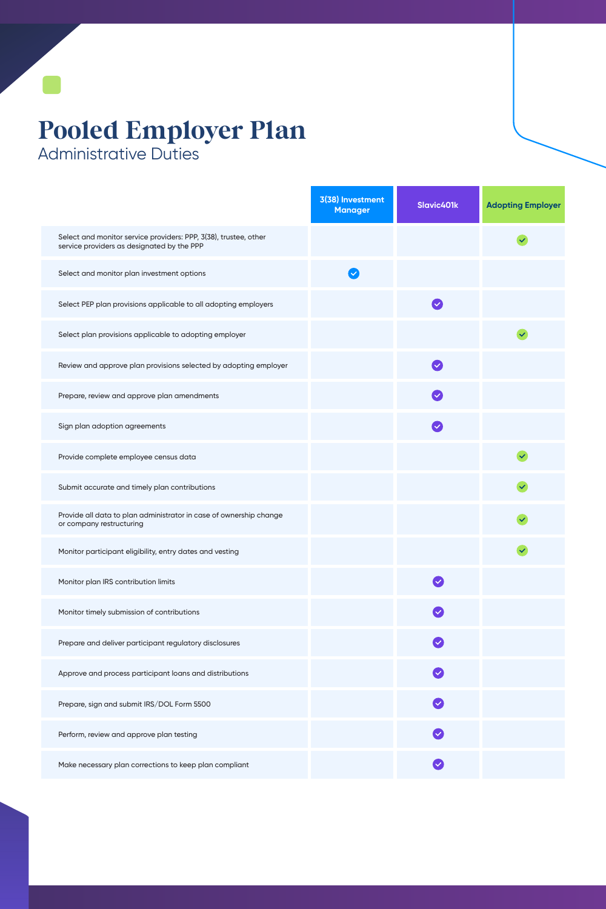# Pooled Employer Plan

## Administrative Duties

| | 3(38) Investment Manager | Slavic401k | Adopting Employer |
|---|---|---|---|
| Select and monitor service providers: PPP, 3(38), trustee, other service providers as designated by the PPP | | | ✓ |
| Select and monitor plan investment options | ✓ | | |
| Select PEP plan provisions applicable to all adopting employers | | ✓ | |
| Select plan provisions applicable to adopting employer | | | ✓ |
| Review and approve plan provisions selected by adopting employer | | ✓ | |
| Prepare, review and approve plan amendments | | ✓ | |
| Sign plan adoption agreements | | ✓ | |
| Provide complete employee census data | | | ✓ |
| Submit accurate and timely plan contributions | | | ✓ |
| Provide all data to plan administrator in case of ownership change or company restructuring | | | ✓ |
| Monitor participant eligibility, entry dates and vesting | | | ✓ |
| Monitor plan IRS contribution limits | | ✓ | |
| Monitor timely submission of contributions | | ✓ | |
| Prepare and deliver participant regulatory disclosures | | ✓ | |
| Approve and process participant loans and distributions | | ✓ | |
| Prepare, sign and submit IRS/DOL Form 5500 | | ✓ | |
| Perform, review and approve plan testing | | ✓ | |
| Make necessary plan corrections to keep plan compliant | | ✓ | |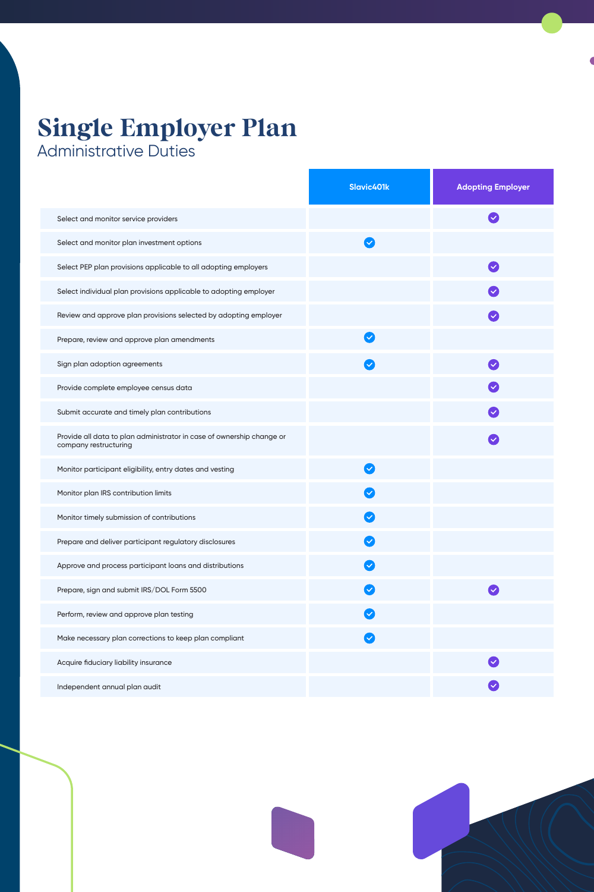# Single Employer Plan

## Administrative Duties

| | Slavic401k | Adopting Employer |
|---|---|---|
| Select and monitor service providers | | ✓ |
| Select and monitor plan investment options | ✓ | |
| Select PEP plan provisions applicable to all adopting employers | | ✓ |
| Select individual plan provisions applicable to adopting employer | | ✓ |
| Review and approve plan provisions selected by adopting employer | | ✓ |
| Prepare, review and approve plan amendments | ✓ | |
| Sign plan adoption agreements | ✓ | ✓ |
| Provide complete employee census data | | ✓ |
| Submit accurate and timely plan contributions | | ✓ |
| Provide all data to plan administrator in case of ownership change or company restructuring | | ✓ |
| Monitor participant eligibility, entry dates and vesting | ✓ | |
| Monitor plan IRS contribution limits | ✓ | |
| Monitor timely submission of contributions | ✓ | |
| Prepare and deliver participant regulatory disclosures | ✓ | |
| Approve and process participant loans and distributions | ✓ | |
| Prepare, sign and submit IRS/DOL Form 5500 | ✓ | ✓ |
| Perform, review and approve plan testing | ✓ | |
| Make necessary plan corrections to keep plan compliant | ✓ | |
| Acquire fiduciary liability insurance | | ✓ |
| Independent annual plan audit | | ✓ |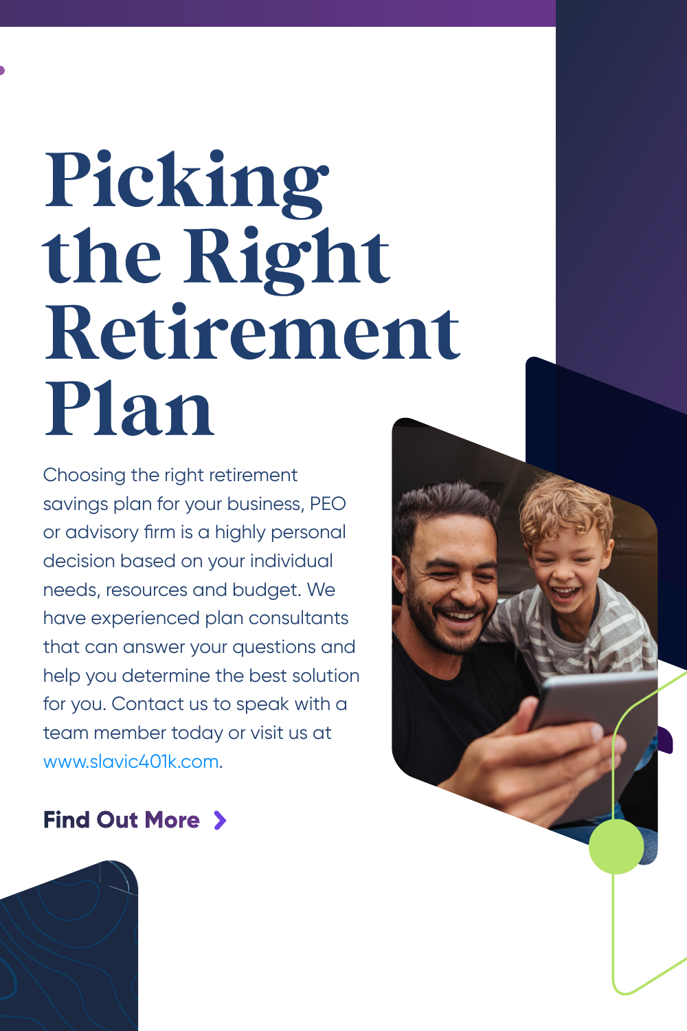# Picking the Right Retirement Plan

Choosing the right retirement savings plan for your business, PEO or advisory firm is a highly personal decision based on your individual needs, resources and budget. We have experienced plan consultants that can answer your questions and help you determine the best solution for you. Contact us to speak with a team member today or visit us at www.slavic401k.com.

**Find Out More >**